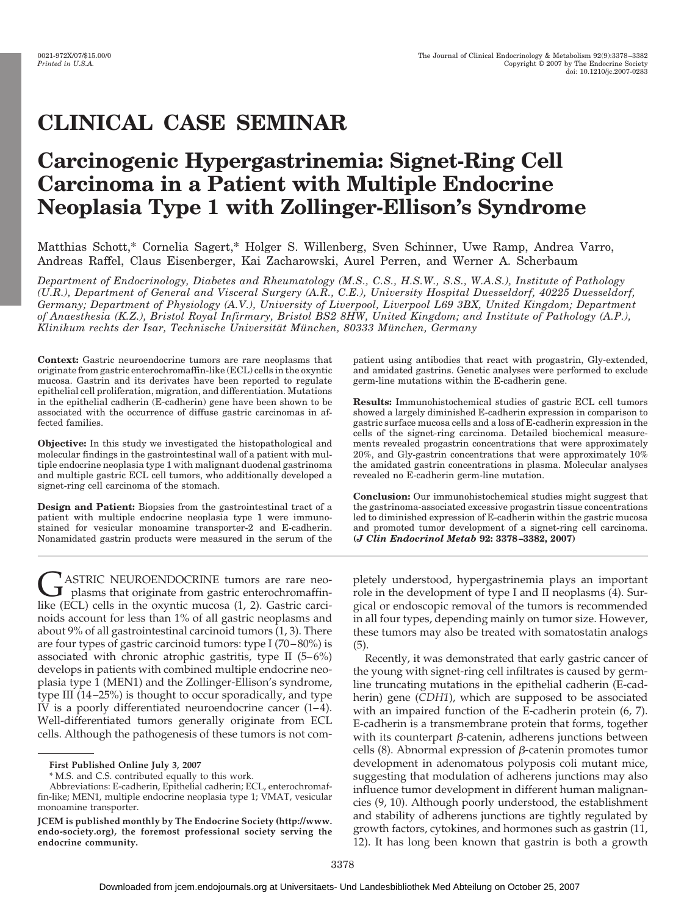# CLINICAL CASE SEMINAR

# Carcinogenic Hypergastrinemia: Signet-Ring Cell Carcinoma in a Patient with Multiple Endocrine Neoplasia Type 1 with Zollinger-Ellison's Syndrome

Matthias Schott,* Cornelia Sagert,* Holger S. Willenberg, Sven Schinner, Uwe Ramp, Andrea Varro, Andreas Raffel, Claus Eisenberger, Kai Zacharowski, Aurel Perren, and Werner A. Scherbaum

*Department of Endocrinology, Diabetes and Rheumatology (M.S., C.S., H.S.W., S.S., W.A.S.), Institute of Pathology (U.R.), Department of General and Visceral Surgery (A.R., C.E.), University Hospital Duesseldorf, 40225 Duesseldorf, Germany; Department of Physiology (A.V.), University of Liverpool, Liverpool L69 3BX, United Kingdom; Department of Anaesthesia (K.Z.), Bristol Royal Infirmary, Bristol BS2 8HW, United Kingdom; and Institute of Pathology (A.P.), Klinikum rechts der Isar, Technische Universität München, 80333 München, Germany*

**Context:** Gastric neuroendocrine tumors are rare neoplasms that originate from gastric enterochromaffin-like (ECL) cells in the oxyntic mucosa. Gastrin and its derivates have been reported to regulate epithelial cell proliferation, migration, and differentiation. Mutations in the epithelial cadherin (E-cadherin) gene have been shown to be associated with the occurrence of diffuse gastric carcinomas in affected families.

**Objective:** In this study we investigated the histopathological and molecular findings in the gastrointestinal wall of a patient with multiple endocrine neoplasia type 1 with malignant duodenal gastrinoma and multiple gastric ECL cell tumors, who additionally developed a signet-ring cell carcinoma of the stomach.

**Design and Patient:** Biopsies from the gastrointestinal tract of a patient with multiple endocrine neoplasia type 1 were immunostained for vesicular monoamine transporter-2 and E-cadherin. Nonamidated gastrin products were measured in the serum of the patient using antibodies that react with progastrin, Gly-extended, and amidated gastrins. Genetic analyses were performed to exclude germ-line mutations within the E-cadherin gene.

**Results:** Immunohistochemical studies of gastric ECL cell tumors showed a largely diminished E-cadherin expression in comparison to gastric surface mucosa cells and a loss of E-cadherin expression in the cells of the signet-ring carcinoma. Detailed biochemical measurements revealed progastrin concentrations that were approximately 20%, and Gly-gastrin concentrations that were approximately 10% the amidated gastrin concentrations in plasma. Molecular analyses revealed no E-cadherin germ-line mutation.

**Conclusion:** Our immunohistochemical studies might suggest that the gastrinoma-associated excessive progastrin tissue concentrations led to diminished expression of E-cadherin within the gastric mucosa and promoted tumor development of a signet-ring cell carcinoma. ***(J Clin Endocrinol Metab* 92: 3378–3382, 2007)**

GASTRIC NEUROENDOCRINE tumors are rare neoplasms that originate from gastric enterochromaffin-like (ECL) cells in the oxyntic mucosa (1, 2). Gastric carcinoids account for less than 1% of all gastric neoplasms and about 9% of all gastrointestinal carcinoid tumors (1, 3). There are four types of gastric carcinoid tumors: type I (70–80%) is associated with chronic atrophic gastritis, type II (5–6%) develops in patients with combined multiple endocrine neoplasia type 1 (MEN1) and the Zollinger-Ellison's syndrome, type III (14–25%) is thought to occur sporadically, and type IV is a poorly differentiated neuroendocrine cancer (1–4). Well-differentiated tumors generally originate from ECL cells. Although the pathogenesis of these tumors is not completely understood, hypergastrinemia plays an important role in the development of type I and II neoplasms (4). Surgical or endoscopic removal of the tumors is recommended in all four types, depending mainly on tumor size. However, these tumors may also be treated with somatostatin analogs (5).

Recently, it was demonstrated that early gastric cancer of the young with signet-ring cell infiltrates is caused by germline truncating mutations in the epithelial cadherin (E-cadherin) gene (*CDH1*), which are supposed to be associated with an impaired function of the E-cadherin protein (6, 7). E-cadherin is a transmembrane protein that forms, together with its counterpart β-catenin, adherens junctions between cells (8). Abnormal expression of β-catenin promotes tumor development in adenomatous polyposis coli mutant mice, suggesting that modulation of adherens junctions may also influence tumor development in different human malignancies (9, 10). Although poorly understood, the establishment and stability of adherens junctions are tightly regulated by growth factors, cytokines, and hormones such as gastrin (11, 12). It has long been known that gastrin is both a growth

**First Published Online July 3, 2007**

* M.S. and C.S. contributed equally to this work.

Abbreviations: E-cadherin, Epithelial cadherin; ECL, enterochromaffin-like; MEN1, multiple endocrine neoplasia type 1; VMAT, vesicular monoamine transporter.

**JCEM is published monthly by The Endocrine Society (http://www.endo-society.org), the foremost professional society serving the endocrine community.**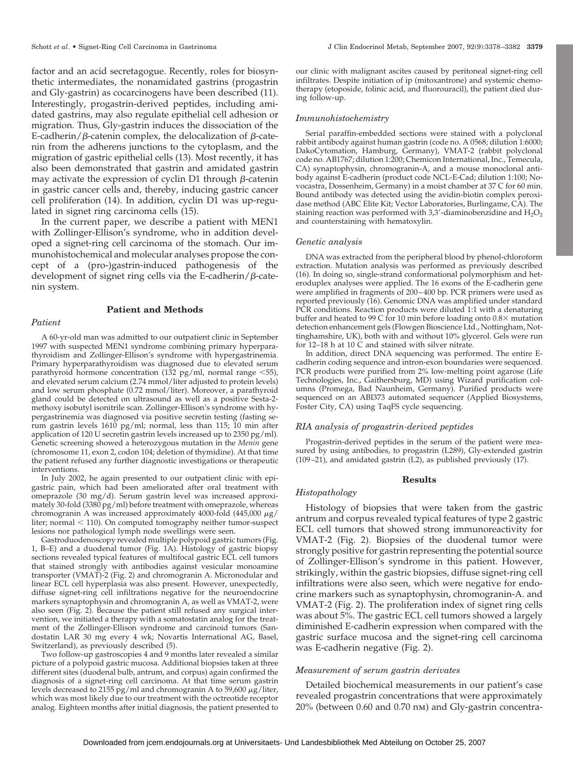factor and an acid secretagogue. Recently, roles for biosynthetic intermediates, the nonamidated gastrins (progastrin and Gly-gastrin) as cocarcinogens have been described (11). Interestingly, progastrin-derived peptides, including amidated gastrins, may also regulate epithelial cell adhesion or migration. Thus, Gly-gastrin induces the dissociation of the E-cadherin/β-catenin complex, the delocalization of β-catenin from the adherens junctions to the cytoplasm, and the migration of gastric epithelial cells (13). Most recently, it has also been demonstrated that gastrin and amidated gastrin may activate the expression of cyclin D1 through β-catenin in gastric cancer cells and, thereby, inducing gastric cancer cell proliferation (14). In addition, cyclin D1 was up-regulated in signet ring carcinoma cells (15).

In the current paper, we describe a patient with MEN1 with Zollinger-Ellison's syndrome, who in addition developed a signet-ring cell carcinoma of the stomach. Our immunohistochemical and molecular analyses propose the concept of a (pro-)gastrin-induced pathogenesis of the development of signet ring cells via the E-cadherin/β-catenin system.

## Patient and Methods

### *Patient*

A 60-yr-old man was admitted to our outpatient clinic in September 1997 with suspected MEN1 syndrome combining primary hyperparathyroidism and Zollinger-Ellison's syndrome with hypergastrinemia. Primary hyperparathyroidism was diagnosed due to elevated serum parathyroid hormone concentration (132 pg/ml, normal range <55), and elevated serum calcium (2.74 mmol/liter adjusted to protein levels) and low serum phosphate (0.72 mmol/liter). Moreover, a parathyroid gland could be detected on ultrasound as well as a positive Sesta-2-methoxy isobutyl isonitrile scan. Zollinger-Ellison's syndrome with hypergastrinemia was diagnosed via positive secretin testing (fasting serum gastrin levels 1610 pg/ml; normal, less than 115; 10 min after application of 120 U secretin gastrin levels increased up to 2350 pg/ml). Genetic screening showed a heterozygous mutation in the *Menin* gene (chromosome 11, exon 2, codon 104; deletion of thymidine). At that time the patient refused any further diagnostic investigations or therapeutic interventions.

In July 2002, he again presented to our outpatient clinic with epigastric pain, which had been ameliorated after oral treatment with omeprazole (30 mg/d). Serum gastrin level was increased approximately 30-fold (3380 pg/ml) before treatment with omeprazole, whereas chromogranin A was increased approximately 4000-fold (445,000 μg/liter; normal < 110). On computed tomography neither tumor-suspect lesions nor pathological lymph node swellings were seen.

Gastroduodenoscopy revealed multiple polypoid gastric tumors (Fig. 1, B–E) and a duodenal tumor (Fig. 1A). Histology of gastric biopsy sections revealed typical features of multifocal gastric ECL cell tumors that stained strongly with antibodies against vesicular monoamine transporter (VMAT)-2 (Fig. 2) and chromogranin A. Micronodular and linear ECL cell hyperplasia was also present. However, unexpectedly, diffuse signet-ring cell infiltrations negative for the neuroendocrine markers synaptophysin and chromogranin A, as well as VMAT-2, were also seen (Fig. 2). Because the patient still refused any surgical intervention, we initiated a therapy with a somatostatin analog for the treatment of the Zollinger-Ellison syndrome and carcinoid tumors (Sandostatin LAR 30 mg every 4 wk; Novartis International AG, Basel, Switzerland), as previously described (5).

Two follow-up gastroscopies 4 and 9 months later revealed a similar picture of a polypoid gastric mucosa. Additional biopsies taken at three different sites (duodenal bulb, antrum, and corpus) again confirmed the diagnosis of a signet-ring cell carcinoma. At that time serum gastrin levels decreased to 2155 pg/ml and chromogranin A to 59,600 μg/liter, which was most likely due to our treatment with the octreotide receptor analog. Eighteen months after initial diagnosis, the patient presented to our clinic with malignant ascites caused by peritoneal signet-ring cell infiltrates. Despite initiation of ip (mitoxantrone) and systemic chemotherapy (etoposide, folinic acid, and fluorouracil), the patient died during follow-up.

### *Immunohistochemistry*

Serial paraffin-embedded sections were stained with a polyclonal rabbit antibody against human gastrin (code no. A 0568; dilution 1:6000; DakoCytomation, Hamburg, Germany), VMAT-2 (rabbit polyclonal code no. AB1767; dilution 1:200; Chemicon International, Inc., Temecula, CA) synaptophysin, chromogranin-A, and a mouse monoclonal antibody against E-cadherin (product code NCL-E-Cad; dilution 1:100; Novocastra, Dossenheim, Germany) in a moist chamber at 37 C for 60 min. Bound antibody was detected using the avidin-biotin complex peroxidase method (ABC Elite Kit; Vector Laboratories, Burlingame, CA). The staining reaction was performed with 3,3′-diaminobenzidine and $H_2O_2$ and counterstaining with hematoxylin.

### *Genetic analysis*

DNA was extracted from the peripheral blood by phenol-chloroform extraction. Mutation analysis was performed as previously described (16). In doing so, single-strand conformational polymorphism and heteroduplex analyses were applied. The 16 exons of the E-cadherin gene were amplified in fragments of 200–400 bp. PCR primers were used as reported previously (16). Genomic DNA was amplified under standard PCR conditions. Reaction products were diluted 1:1 with a denaturing buffer and heated to 99 C for 10 min before loading onto 0.8× mutation detection enhancement gels (Flowgen Bioscience Ltd., Nottingham, Nottinghamshire, UK), both with and without 10% glycerol. Gels were run for 12–18 h at 10 C and stained with silver nitrate.

In addition, direct DNA sequencing was performed. The entire E-cadherin coding sequence and intron-exon boundaries were sequenced. PCR products were purified from 2% low-melting point agarose (Life Technologies, Inc., Gaithersburg, MD) using Wizard purification columns (Promega, Bad Naunheim, Germany). Purified products were sequenced on an ABI373 automated sequencer (Applied Biosystems, Foster City, CA) using TaqFS cycle sequencing.

### *RIA analysis of progastrin-derived peptides*

Progastrin-derived peptides in the serum of the patient were measured by using antibodies, to progastrin (L289), Gly-extended gastrin (109–21), and amidated gastrin (L2), as published previously (17).

## Results

### *Histopathology*

Histology of biopsies that were taken from the gastric antrum and corpus revealed typical features of type 2 gastric ECL cell tumors that showed strong immunoreactivity for VMAT-2 (Fig. 2). Biopsies of the duodenal tumor were strongly positive for gastrin representing the potential source of Zollinger-Ellison's syndrome in this patient. However, strikingly, within the gastric biopsies, diffuse signet-ring cell infiltrations were also seen, which were negative for endocrine markers such as synaptophysin, chromogranin-A. and VMAT-2 (Fig. 2). The proliferation index of signet ring cells was about 5%. The gastric ECL cell tumors showed a largely diminished E-cadherin expression when compared with the gastric surface mucosa and the signet-ring cell carcinoma was E-cadherin negative (Fig. 2).

### *Measurement of serum gastrin derivates*

Detailed biochemical measurements in our patient's case revealed progastrin concentrations that were approximately 20% (between 0.60 and 0.70 nM) and Gly-gastrin concentra-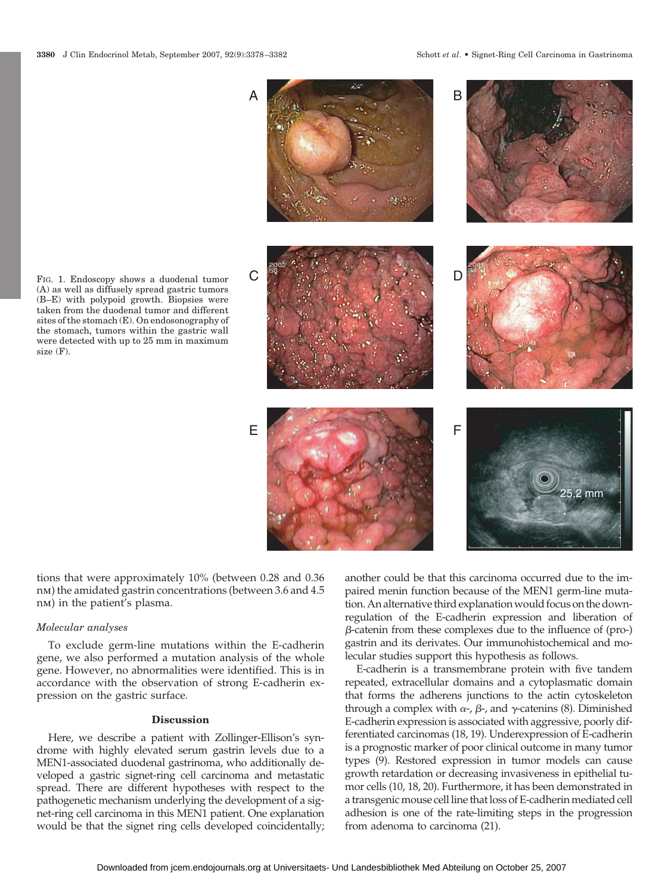FIG. 1. Endoscopy shows a duodenal tumor (A) as well as diffusely spread gastric tumors (B–E) with polypoid growth. Biopsies were taken from the duodenal tumor and different sites of the stomach (E). On endosonography of the stomach, tumors within the gastric wall were detected with up to 25 mm in maximum size (F).

tions that were approximately 10% (between 0.28 and 0.36 nM) the amidated gastrin concentrations (between 3.6 and 4.5 nM) in the patient's plasma.

*Molecular analyses*

To exclude germ-line mutations within the E-cadherin gene, we also performed a mutation analysis of the whole gene. However, no abnormalities were identified. This is in accordance with the observation of strong E-cadherin expression on the gastric surface.

## Discussion

Here, we describe a patient with Zollinger-Ellison's syndrome with highly elevated serum gastrin levels due to a MEN1-associated duodenal gastrinoma, who additionally developed a gastric signet-ring cell carcinoma and metastatic spread. There are different hypotheses with respect to the pathogenetic mechanism underlying the development of a signet-ring cell carcinoma in this MEN1 patient. One explanation would be that the signet ring cells developed coincidentally; another could be that this carcinoma occurred due to the impaired menin function because of the MEN1 germ-line mutation. An alternative third explanation would focus on the downregulation of the E-cadherin expression and liberation of $\beta$-catenin from these complexes due to the influence of (pro-) gastrin and its derivates. Our immunohistochemical and molecular studies support this hypothesis as follows.

E-cadherin is a transmembrane protein with five tandem repeated, extracellular domains and a cytoplasmatic domain that forms the adherens junctions to the actin cytoskeleton through a complex with $\alpha$-, $\beta$-, and $\gamma$-catenins (8). Diminished E-cadherin expression is associated with aggressive, poorly differentiated carcinomas (18, 19). Underexpression of E-cadherin is a prognostic marker of poor clinical outcome in many tumor types (9). Restored expression in tumor models can cause growth retardation or decreasing invasiveness in epithelial tumor cells (10, 18, 20). Furthermore, it has been demonstrated in a transgenic mouse cell line that loss of E-cadherin mediated cell adhesion is one of the rate-limiting steps in the progression from adenoma to carcinoma (21).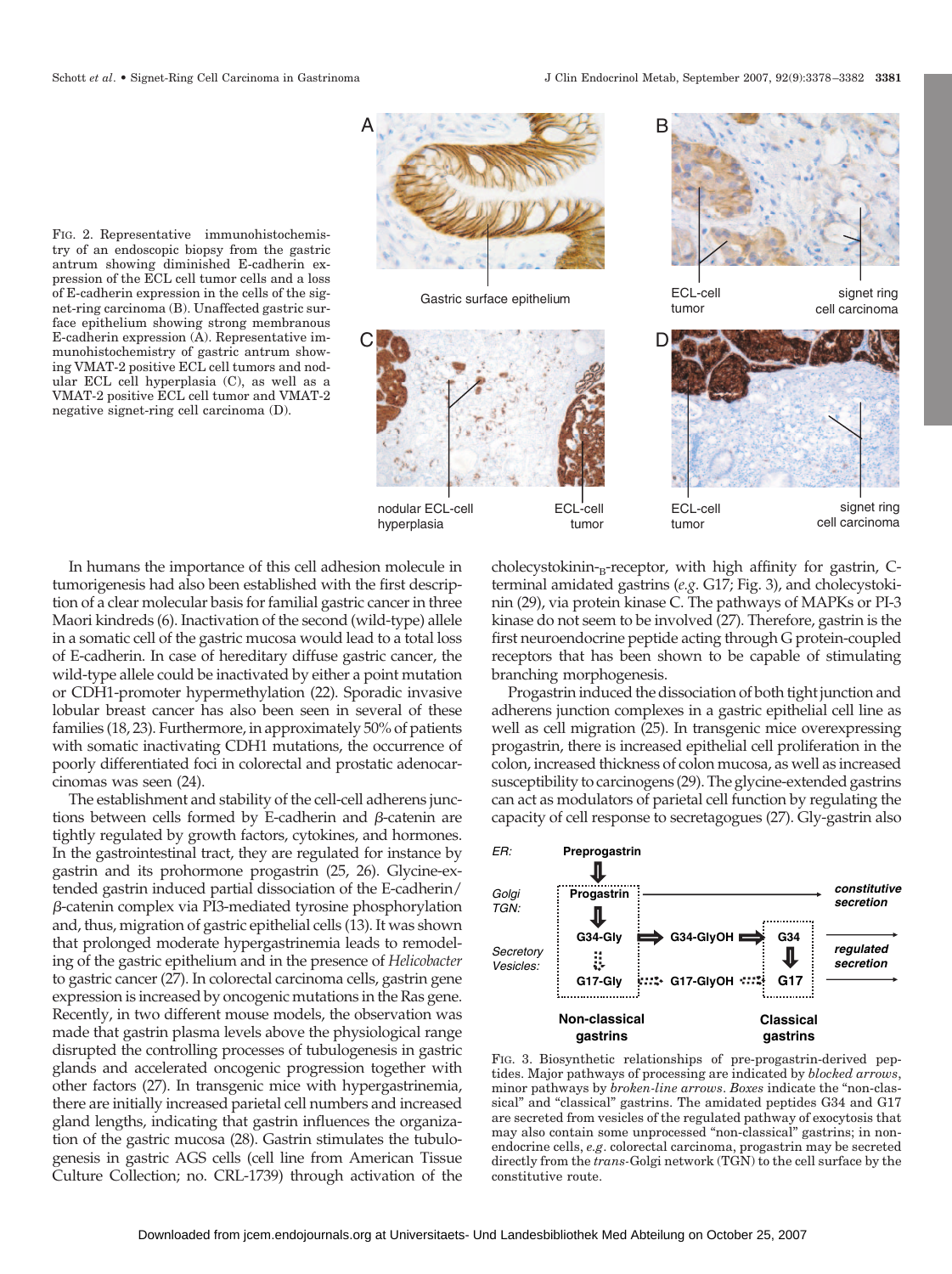FIG. 2. Representative immunohistochemistry of an endoscopic biopsy from the gastric antrum showing diminished E-cadherin expression of the ECL cell tumor cells and a loss of E-cadherin expression in the cells of the signet-ring carcinoma (B). Unaffected gastric surface epithelium showing strong membranous E-cadherin expression (A). Representative immunohistochemistry of gastric antrum showing VMAT-2 positive ECL cell tumors and nodular ECL cell hyperplasia (C), as well as a VMAT-2 positive ECL cell tumor and VMAT-2 negative signet-ring cell carcinoma (D).

In humans the importance of this cell adhesion molecule in tumorigenesis had also been established with the first description of a clear molecular basis for familial gastric cancer in three Maori kindreds (6). Inactivation of the second (wild-type) allele in a somatic cell of the gastric mucosa would lead to a total loss of E-cadherin. In case of hereditary diffuse gastric cancer, the wild-type allele could be inactivated by either a point mutation or CDH1-promoter hypermethylation (22). Sporadic invasive lobular breast cancer has also been seen in several of these families (18, 23). Furthermore, in approximately 50% of patients with somatic inactivating CDH1 mutations, the occurrence of poorly differentiated foci in colorectal and prostatic adenocarcinomas was seen (24).

The establishment and stability of the cell-cell adherens junctions between cells formed by E-cadherin and $\beta$-catenin are tightly regulated by growth factors, cytokines, and hormones. In the gastrointestinal tract, they are regulated for instance by gastrin and its prohormone progastrin (25, 26). Glycine-extended gastrin induced partial dissociation of the E-cadherin/$\beta$-catenin complex via PI3-mediated tyrosine phosphorylation and, thus, migration of gastric epithelial cells (13). It was shown that prolonged moderate hypergastrinemia leads to remodeling of the gastric epithelium and in the presence of *Helicobacter* to gastric cancer (27). In colorectal carcinoma cells, gastrin gene expression is increased by oncogenic mutations in the Ras gene. Recently, in two different mouse models, the observation was made that gastrin plasma levels above the physiological range disrupted the controlling processes of tubulogenesis in gastric glands and accelerated oncogenic progression together with other factors (27). In transgenic mice with hypergastrinemia, there are initially increased parietal cell numbers and increased gland lengths, indicating that gastrin influences the organization of the gastric mucosa (28). Gastrin stimulates the tubulogenesis in gastric AGS cells (cell line from American Tissue Culture Collection; no. CRL-1739) through activation of the cholecystokinin-$_B$-receptor, with high affinity for gastrin, C-terminal amidated gastrins (*e.g.* G17; Fig. 3), and cholecystokinin (29), via protein kinase C. The pathways of MAPKs or PI-3 kinase do not seem to be involved (27). Therefore, gastrin is the first neuroendocrine peptide acting through G protein-coupled receptors that has been shown to be capable of stimulating branching morphogenesis.

Progastrin induced the dissociation of both tight junction and adherens junction complexes in a gastric epithelial cell line as well as cell migration (25). In transgenic mice overexpressing progastrin, there is increased epithelial cell proliferation in the colon, increased thickness of colon mucosa, as well as increased susceptibility to carcinogens (29). The glycine-extended gastrins can act as modulators of parietal cell function by regulating the capacity of cell response to secretagogues (27). Gly-gastrin also

FIG. 3. Biosynthetic relationships of pre-progastrin-derived peptides. Major pathways of processing are indicated by *blocked arrows*, minor pathways by *broken-line arrows*. *Boxes* indicate the "non-classical" and "classical" gastrins. The amidated peptides G34 and G17 are secreted from vesicles of the regulated pathway of exocytosis that may also contain some unprocessed "non-classical" gastrins; in non-endocrine cells, *e.g.* colorectal carcinoma, progastrin may be secreted directly from the *trans*-Golgi network (TGN) to the cell surface by the constitutive route.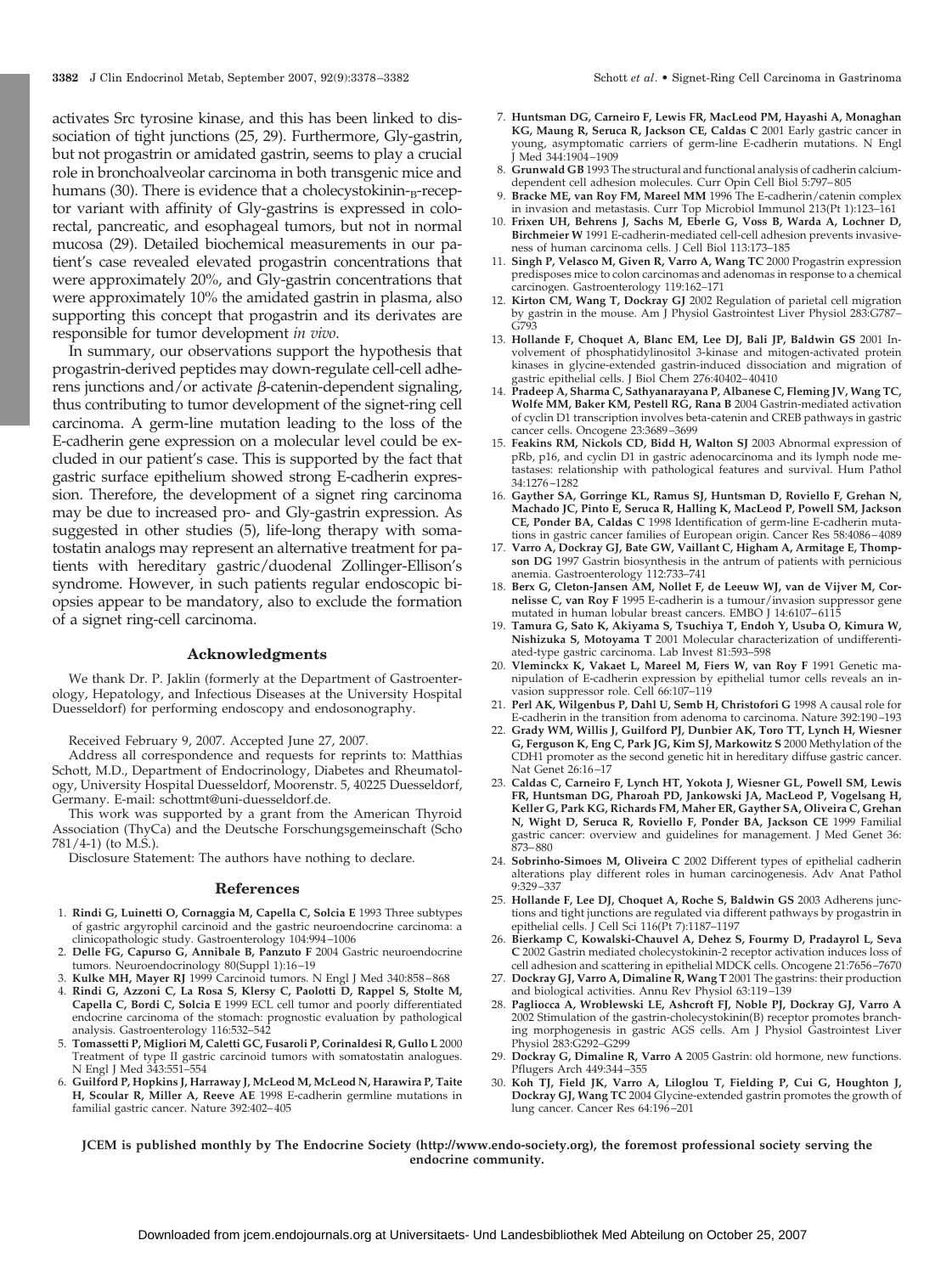activates Src tyrosine kinase, and this has been linked to dissociation of tight junctions (25, 29). Furthermore, Gly-gastrin, but not progastrin or amidated gastrin, seems to play a crucial role in bronchoalveolar carcinoma in both transgenic mice and humans (30). There is evidence that a cholecystokinin-$_B$-receptor variant with affinity of Gly-gastrins is expressed in colorectal, pancreatic, and esophageal tumors, but not in normal mucosa (29). Detailed biochemical measurements in our patient's case revealed elevated progastrin concentrations that were approximately 20%, and Gly-gastrin concentrations that were approximately 10% the amidated gastrin in plasma, also supporting this concept that progastrin and its derivates are responsible for tumor development *in vivo*.

In summary, our observations support the hypothesis that progastrin-derived peptides may down-regulate cell-cell adherens junctions and/or activate $\beta$-catenin-dependent signaling, thus contributing to tumor development of the signet-ring cell carcinoma. A germ-line mutation leading to the loss of the E-cadherin gene expression on a molecular level could be excluded in our patient's case. This is supported by the fact that gastric surface epithelium showed strong E-cadherin expression. Therefore, the development of a signet ring carcinoma may be due to increased pro- and Gly-gastrin expression. As suggested in other studies (5), life-long therapy with somatostatin analogs may represent an alternative treatment for patients with hereditary gastric/duodenal Zollinger-Ellison's syndrome. However, in such patients regular endoscopic biopsies appear to be mandatory, also to exclude the formation of a signet ring-cell carcinoma.

## Acknowledgments

We thank Dr. P. Jaklin (formerly at the Department of Gastroenterology, Hepatology, and Infectious Diseases at the University Hospital Duesseldorf) for performing endoscopy and endosonography.

Received February 9, 2007. Accepted June 27, 2007.

Address all correspondence and requests for reprints to: Matthias Schott, M.D., Department of Endocrinology, Diabetes and Rheumatology, University Hospital Duesseldorf, Moorenstr. 5, 40225 Duesseldorf, Germany. E-mail: schottmt@uni-duesseldorf.de.

This work was supported by a grant from the American Thyroid Association (ThyCa) and the Deutsche Forschungsgemeinschaft (Scho 781/4-1) (to M.S.).

Disclosure Statement: The authors have nothing to declare.

## References

1. **Rindi G, Luinetti O, Cornaggia M, Capella C, Solcia E** 1993 Three subtypes of gastric argyrophil carcinoid and the gastric neuroendocrine carcinoma: a clinicopathologic study. Gastroenterology 104:994–1006
2. **Delle FG, Capurso G, Annibale B, Panzuto F** 2004 Gastric neuroendocrine tumors. Neuroendocrinology 80(Suppl 1):16–19
3. **Kulke MH, Mayer RJ** 1999 Carcinoid tumors. N Engl J Med 340:858–868
4. **Rindi G, Azzoni C, La Rosa S, Klersy C, Paolotti D, Rappel S, Stolte M, Capella C, Bordi C, Solcia E** 1999 ECL cell tumor and poorly differentiated endocrine carcinoma of the stomach: prognostic evaluation by pathological analysis. Gastroenterology 116:532–542
5. **Tomassetti P, Migliori M, Caletti GC, Fusaroli P, Corinaldesi R, Gullo L** 2000 Treatment of type II gastric carcinoid tumors with somatostatin analogues. N Engl J Med 343:551–554
6. **Guilford P, Hopkins J, Harraway J, McLeod M, McLeod N, Harawira P, Taite H, Scoular R, Miller A, Reeve AE** 1998 E-cadherin germline mutations in familial gastric cancer. Nature 392:402–405
7. **Huntsman DG, Carneiro F, Lewis FR, MacLeod PM, Hayashi A, Monaghan KG, Maung R, Seruca R, Jackson CE, Caldas C** 2001 Early gastric cancer in young, asymptomatic carriers of germ-line E-cadherin mutations. N Engl J Med 344:1904–1909
8. **Grunwald GB** 1993 The structural and functional analysis of cadherin calcium-dependent cell adhesion molecules. Curr Opin Cell Biol 5:797–805
9. **Bracke ME, van Roy FM, Mareel MM** 1996 The E-cadherin/catenin complex in invasion and metastasis. Curr Top Microbiol Immunol 213(Pt 1):123–161
10. **Frixen UH, Behrens J, Sachs M, Eberle G, Voss B, Warda A, Lochner D, Birchmeier W** 1991 E-cadherin-mediated cell-cell adhesion prevents invasiveness of human carcinoma cells. J Cell Biol 113:173–185
11. **Singh P, Velasco M, Given R, Varro A, Wang TC** 2000 Progastrin expression predisposes mice to colon carcinomas and adenomas in response to a chemical carcinogen. Gastroenterology 119:162–171
12. **Kirton CM, Wang T, Dockray GJ** 2002 Regulation of parietal cell migration by gastrin in the mouse. Am J Physiol Gastrointest Liver Physiol 283:G787–G793
13. **Hollande F, Choquet A, Blanc EM, Lee DJ, Bali JP, Baldwin GS** 2001 Involvement of phosphatidylinositol 3-kinase and mitogen-activated protein kinases in glycine-extended gastrin-induced dissociation and migration of gastric epithelial cells. J Biol Chem 276:40402–40410
14. **Pradeep A, Sharma C, Sathyanarayana P, Albanese C, Fleming JV, Wang TC, Wolfe MM, Baker KM, Pestell RG, Rana B** 2004 Gastrin-mediated activation of cyclin D1 transcription involves beta-catenin and CREB pathways in gastric cancer cells. Oncogene 23:3689–3699
15. **Feakins RM, Nickols CD, Bidd H, Walton SJ** 2003 Abnormal expression of pRb, p16, and cyclin D1 in gastric adenocarcinoma and its lymph node metastases: relationship with pathological features and survival. Hum Pathol 34:1276–1282
16. **Gayther SA, Gorringe KL, Ramus SJ, Huntsman D, Roviello F, Grehan N, Machado JC, Pinto E, Seruca R, Halling K, MacLeod P, Powell SM, Jackson CE, Ponder BA, Caldas C** 1998 Identification of germ-line E-cadherin mutations in gastric cancer families of European origin. Cancer Res 58:4086–4089
17. **Varro A, Dockray GJ, Bate GW, Vaillant C, Higham A, Armitage E, Thompson DG** 1997 Gastrin biosynthesis in the antrum of patients with pernicious anemia. Gastroenterology 112:733–741
18. **Berx G, Cleton-Jansen AM, Nollet F, de Leeuw WJ, van de Vijver M, Cornelisse C, van Roy F** 1995 E-cadherin is a tumour/invasion suppressor gene mutated in human lobular breast cancers. EMBO J 14:6107–6115
19. **Tamura G, Sato K, Akiyama S, Tsuchiya T, Endoh Y, Usuba O, Kimura W, Nishizuka S, Motoyama T** 2001 Molecular characterization of undifferentiated-type gastric carcinoma. Lab Invest 81:593–598
20. **Vleminckx K, Vakaet L, Mareel M, Fiers W, van Roy F** 1991 Genetic manipulation of E-cadherin expression by epithelial tumor cells reveals an invasion suppressor role. Cell 66:107–119
21. **Perl AK, Wilgenbus P, Dahl U, Semb H, Christofori G** 1998 A causal role for E-cadherin in the transition from adenoma to carcinoma. Nature 392:190–193
22. **Grady WM, Willis J, Guilford PJ, Dunbier AK, Toro TT, Lynch H, Wiesner G, Ferguson K, Eng C, Park JG, Kim SJ, Markowitz S** 2000 Methylation of the CDH1 promoter as the second genetic hit in hereditary diffuse gastric cancer. Nat Genet 26:16–17
23. **Caldas C, Carneiro F, Lynch HT, Yokota J, Wiesner GL, Powell SM, Lewis FR, Huntsman DG, Pharoah PD, Jankowski JA, MacLeod P, Vogelsang H, Keller G, Park KG, Richards FM, Maher ER, Gayther SA, Oliveira C, Grehan N, Wight D, Seruca R, Roviello F, Ponder BA, Jackson CE** 1999 Familial gastric cancer: overview and guidelines for management. J Med Genet 36:873–880
24. **Sobrinho-Simoes M, Oliveira C** 2002 Different types of epithelial cadherin alterations play different roles in human carcinogenesis. Adv Anat Pathol 9:329–337
25. **Hollande F, Lee DJ, Choquet A, Roche S, Baldwin GS** 2003 Adherens junctions and tight junctions are regulated via different pathways by progastrin in epithelial cells. J Cell Sci 116(Pt 7):1187–1197
26. **Bierkamp C, Kowalski-Chauvel A, Dehez S, Fourmy D, Pradayrol L, Seva C** 2002 Gastrin mediated cholecystokinin-2 receptor activation induces loss of cell adhesion and scattering in epithelial MDCK cells. Oncogene 21:7656–7670
27. **Dockray GJ, Varro A, Dimaline R, Wang T** 2001 The gastrins: their production and biological activities. Annu Rev Physiol 63:119–139
28. **Pagliocca A, Wroblewski LE, Ashcroft FJ, Noble PJ, Dockray GJ, Varro A** 2002 Stimulation of the gastrin-cholecystokinin(B) receptor promotes branching morphogenesis in gastric AGS cells. Am J Physiol Gastrointest Liver Physiol 283:G292–G299
29. **Dockray G, Dimaline R, Varro A** 2005 Gastrin: old hormone, new functions. Pflugers Arch 449:344–355
30. **Koh TJ, Field JK, Varro A, Liloglou T, Fielding P, Cui G, Houghton J, Dockray GJ, Wang TC** 2004 Glycine-extended gastrin promotes the growth of lung cancer. Cancer Res 64:196–201

**JCEM is published monthly by The Endocrine Society (http://www.endo-society.org), the foremost professional society serving the endocrine community.**